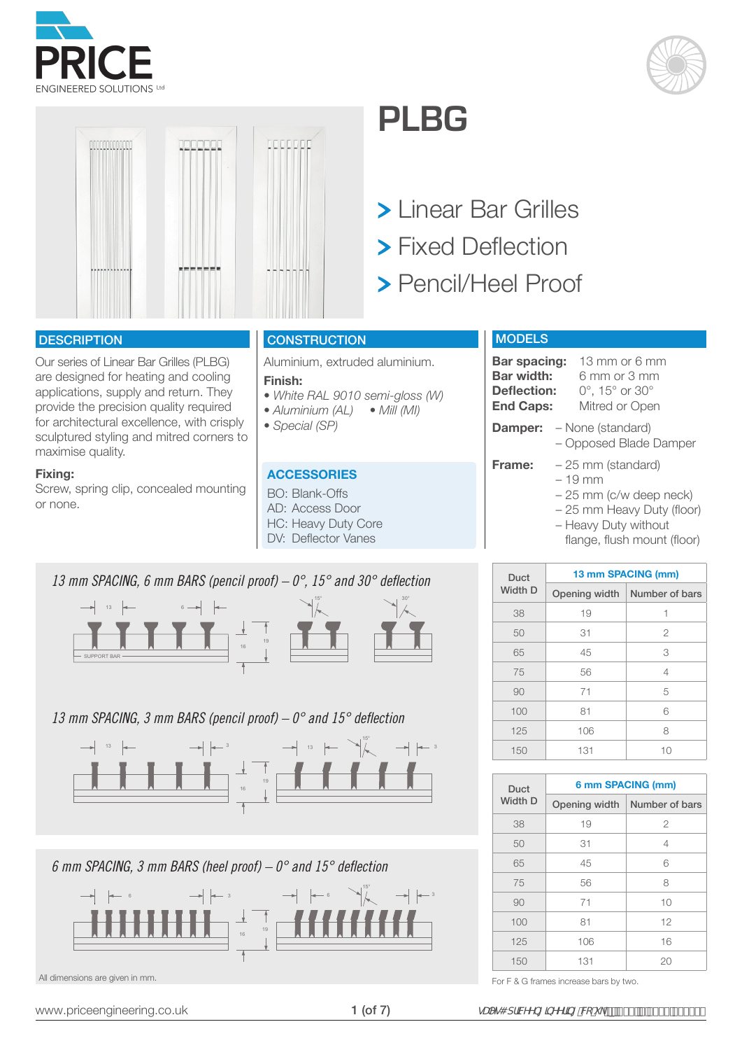PRICE
ENGINEERED SOLUTIONS Ltd

# PLBG

> Linear Bar Grilles
> Fixed Deflection
> Pencil/Heel Proof

## DESCRIPTION

Our series of Linear Bar Grilles (PLBG) are designed for heating and cooling applications, supply and return. They provide the precision quality required for architectural excellence, with crisply sculptured styling and mitred corners to maximise quality.

**Fixing:**
Screw, spring clip, concealed mounting or none.

## CONSTRUCTION

Aluminium, extruded aluminium.

**Finish:**

- *White RAL 9010 semi-gloss (W)*
- *Aluminium (AL)*
- *Mill (MI)*
- *Special (SP)*

## ACCESSORIES

BO: Blank-Offs
AD: Access Door
HC: Heavy Duty Core
DV: Deflector Vanes

## MODELS

**Bar spacing:** 13 mm or 6 mm
**Bar width:** 6 mm or 3 mm
**Deflection:** 0°, 15° or 30°
**End Caps:** Mitred or Open

**Damper:**
– None (standard)
– Opposed Blade Damper

**Frame:**
– 25 mm (standard)
– 19 mm
– 25 mm (c/w deep neck)
– 25 mm Heavy Duty (floor)
– Heavy Duty without flange, flush mount (floor)

*13 mm SPACING, 6 mm BARS (pencil proof) – 0°, 15° and 30° deflection*

*13 mm SPACING, 3 mm BARS (pencil proof) – 0° and 15° deflection*

*6 mm SPACING, 3 mm BARS (heel proof) – 0° and 15° deflection*

All dimensions are given in mm.

| Duct Width D | 13 mm SPACING (mm) | |
|---|---|---|
| | Opening width | Number of bars |
| 38 | 19 | 1 |
| 50 | 31 | 2 |
| 65 | 45 | 3 |
| 75 | 56 | 4 |
| 90 | 71 | 5 |
| 100 | 81 | 6 |
| 125 | 106 | 8 |
| 150 | 131 | 10 |

| Duct Width D | 6 mm SPACING (mm) | |
|---|---|---|
| | Opening width | Number of bars |
| 38 | 19 | 2 |
| 50 | 31 | 4 |
| 65 | 45 | 6 |
| 75 | 56 | 8 |
| 90 | 71 | 10 |
| 100 | 81 | 12 |
| 125 | 106 | 16 |
| 150 | 131 | 20 |

For F & G frames increase bars by two.

www.priceengineering.co.uk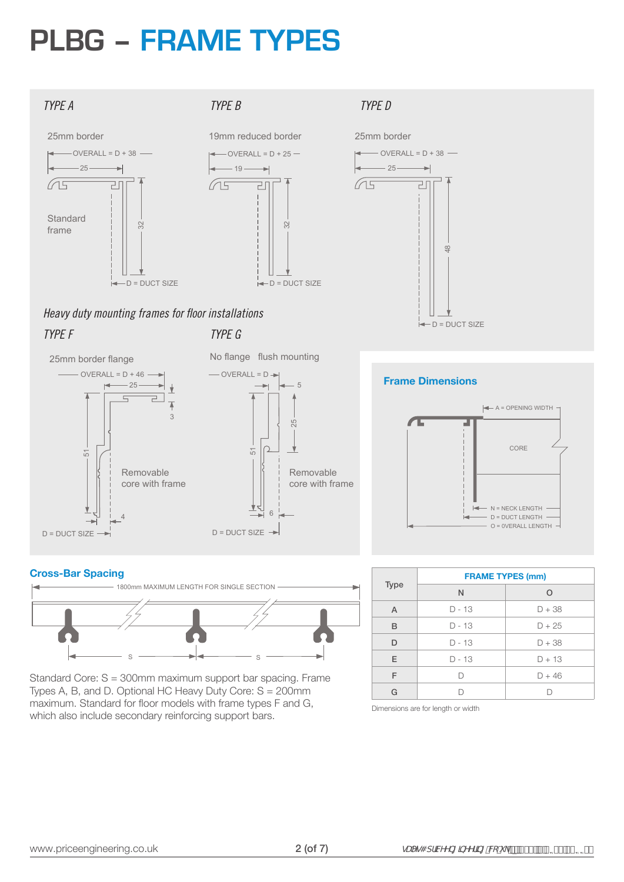# PLBG – FRAME TYPES

*TYPE A*

25mm border

OVERALL = D + 38

25

32

Standard frame

D = DUCT SIZE

*TYPE B*

19mm reduced border

OVERALL = D + 25

19

32

D = DUCT SIZE

*TYPE D*

25mm border

OVERALL = D + 38

25

48

D = DUCT SIZE

*Heavy duty mounting frames for floor installations*

*TYPE F*

25mm border flange

OVERALL = D + 46

25

3

51

4

Removable core with frame

D = DUCT SIZE

*TYPE G*

No flange flush mounting

OVERALL = D

5

25

51

6

Removable core with frame

D = DUCT SIZE

## Frame Dimensions

A = OPENING WIDTH

CORE

N = NECK LENGTH

D = DUCT LENGTH

O = OVERALL LENGTH

## Cross-Bar Spacing

1800mm MAXIMUM LENGTH FOR SINGLE SECTION

S S

Standard Core: S = 300mm maximum support bar spacing. Frame Types A, B, and D. Optional HC Heavy Duty Core: S = 200mm maximum. Standard for floor models with frame types F and G, which also include secondary reinforcing support bars.

| Type | FRAME TYPES (mm) | |
|---|---|---|
| | N | O |
| A | D - 13 | D + 38 |
| B | D - 13 | D + 25 |
| D | D - 13 | D + 38 |
| E | D - 13 | D + 13 |
| F | D | D + 46 |
| G | D | D |

Dimensions are for length or width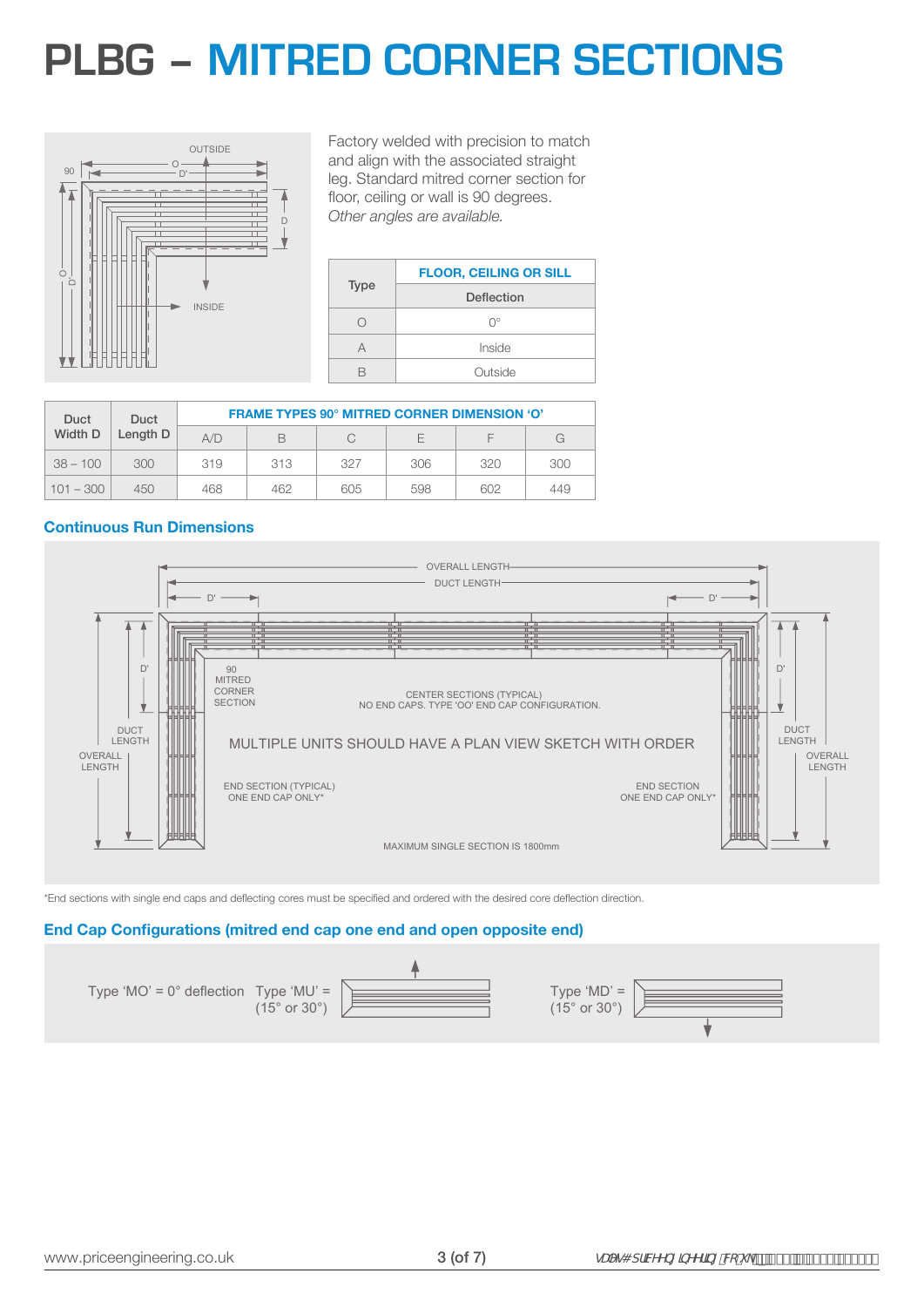# PLBG – MITRED CORNER SECTIONS

Factory welded with precision to match and align with the associated straight leg. Standard mitred corner section for floor, ceiling or wall is 90 degrees. *Other angles are available.*

| Type | FLOOR, CEILING OR SILL |
|---|---|
| | Deflection |
| O | 0° |
| A | Inside |
| B | Outside |

| Duct Width D | Duct Length D | FRAME TYPES 90° MITRED CORNER DIMENSION 'O' | | | | | |
|---|---|---|---|---|---|---|---|
| | | A/D | B | C | E | F | G |
| 38 – 100 | 300 | 319 | 313 | 327 | 306 | 320 | 300 |
| 101 – 300 | 450 | 468 | 462 | 605 | 598 | 602 | 449 |

## Continuous Run Dimensions

MULTIPLE UNITS SHOULD HAVE A PLAN VIEW SKETCH WITH ORDER

*End sections with single end caps and deflecting cores must be specified and ordered with the desired core deflection direction.

## End Cap Configurations (mitred end cap one end and open opposite end)

Type 'MO' = 0° deflection

Type 'MU' = (15° or 30°)

Type 'MD' = (15° or 30°)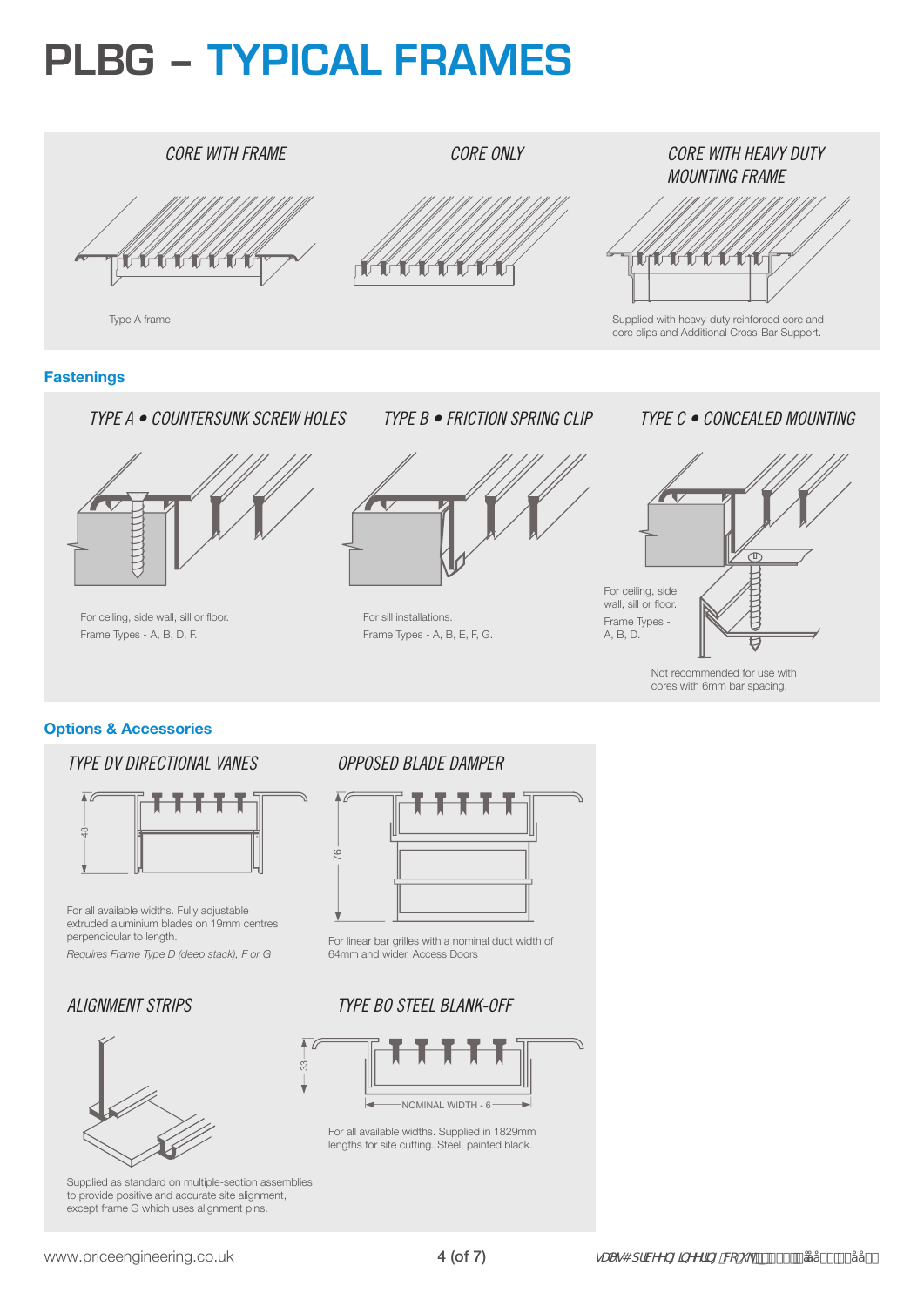# PLBG – TYPICAL FRAMES

### CORE WITH FRAME

Type A frame

### CORE ONLY

### CORE WITH HEAVY DUTY MOUNTING FRAME

Supplied with heavy-duty reinforced core and core clips and Additional Cross-Bar Support.

## Fastenings

### TYPE A • COUNTERSUNK SCREW HOLES

For ceiling, side wall, sill or floor.
Frame Types - A, B, D, F.

### TYPE B • FRICTION SPRING CLIP

For sill installations.
Frame Types - A, B, E, F, G.

### TYPE C • CONCEALED MOUNTING

For ceiling, side wall, sill or floor.
Frame Types - A, B, D.

Not recommended for use with cores with 6mm bar spacing.

## Options & Accessories

### TYPE DV DIRECTIONAL VANES

48

For all available widths. Fully adjustable extruded aluminium blades on 19mm centres perpendicular to length.

*Requires Frame Type D (deep stack), F or G*

### OPPOSED BLADE DAMPER

76

For linear bar grilles with a nominal duct width of 64mm and wider. Access Doors

### ALIGNMENT STRIPS

Supplied as standard on multiple-section assemblies to provide positive and accurate site alignment, except frame G which uses alignment pins.

### TYPE BO STEEL BLANK-OFF

33

NOMINAL WIDTH - 6

For all available widths. Supplied in 1829mm lengths for site cutting. Steel, painted black.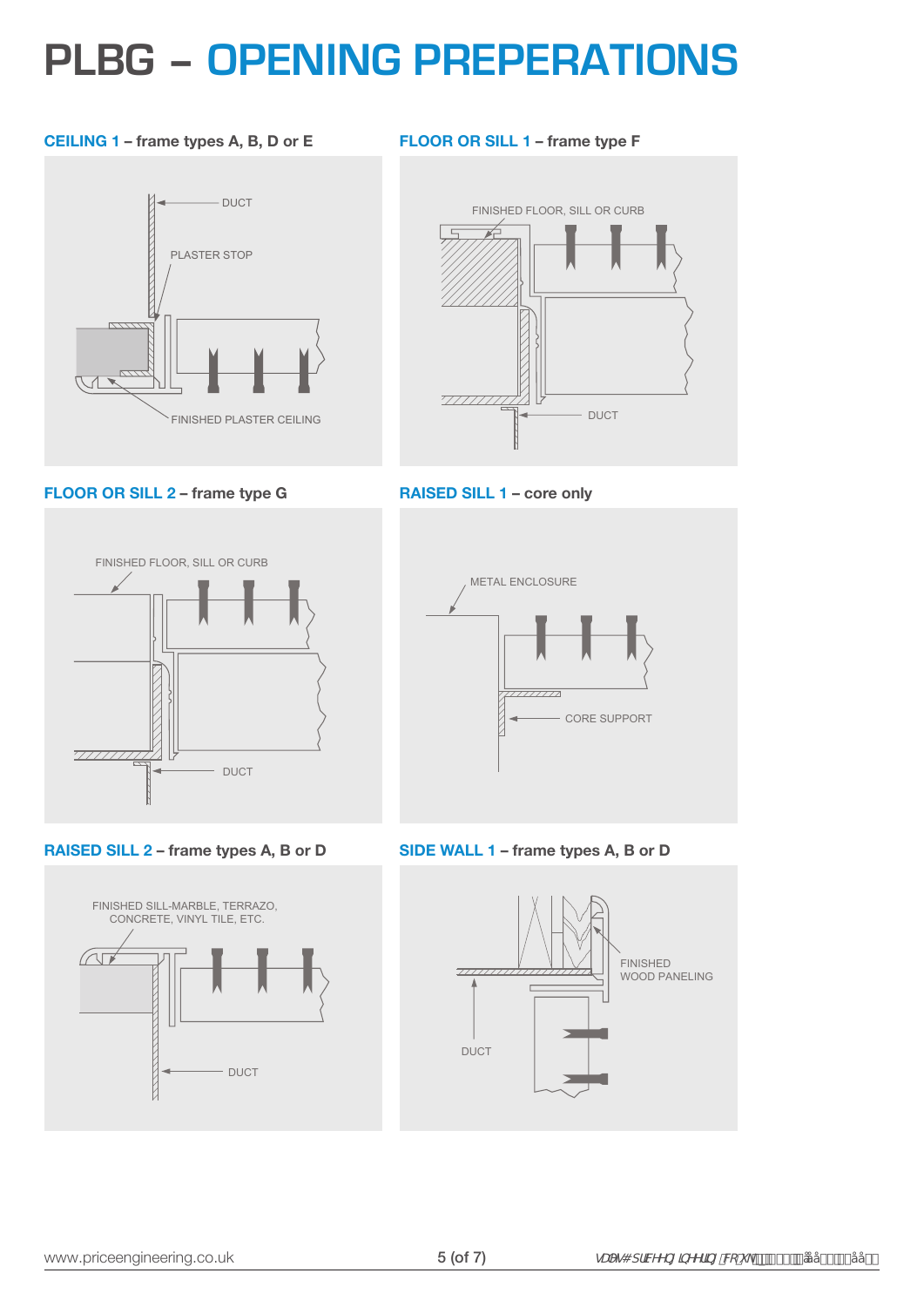# PLBG – OPENING PREPERATIONS

## CEILING 1 – frame types A, B, D or E

DUCT

PLASTER STOP

FINISHED PLASTER CEILING

## FLOOR OR SILL 1 – frame type F

FINISHED FLOOR, SILL OR CURB

DUCT

## FLOOR OR SILL 2 – frame type G

FINISHED FLOOR, SILL OR CURB

DUCT

## RAISED SILL 1 – core only

METAL ENCLOSURE

CORE SUPPORT

## RAISED SILL 2 – frame types A, B or D

FINISHED SILL-MARBLE, TERRAZO, CONCRETE, VINYL TILE, ETC.

DUCT

## SIDE WALL 1 – frame types A, B or D

FINISHED WOOD PANELING

DUCT

www.priceengineering.co.uk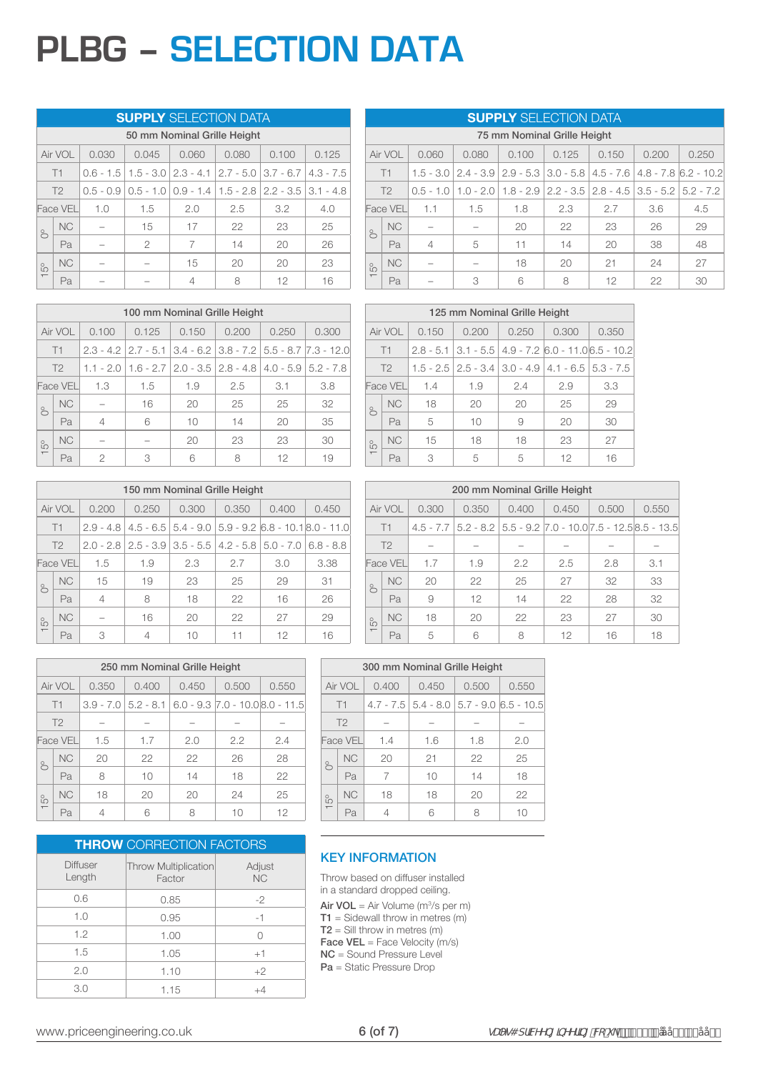# PLBG – SELECTION DATA

## SUPPLY SELECTION DATA

| 50 mm Nominal Grille Height | | | | | | | |
|---|---|---|---|---|---|---|---|
| Air VOL | | 0.030 | 0.045 | 0.060 | 0.080 | 0.100 | 0.125 |
| T1 | | 0.6 - 1.5 | 1.5 - 3.0 | 2.3 - 4.1 | 2.7 - 5.0 | 3.7 - 6.7 | 4.3 - 7.5 |
| T2 | | 0.5 - 0.9 | 0.5 - 1.0 | 0.9 - 1.4 | 1.5 - 2.8 | 2.2 - 3.5 | 3.1 - 4.8 |
| Face VEL | | 1.0 | 1.5 | 2.0 | 2.5 | 3.2 | 4.0 |
| 0° | NC | – | 15 | 17 | 22 | 23 | 25 |
| | Pa | – | 2 | 7 | 14 | 20 | 26 |
| 15° | NC | – | – | 15 | 20 | 20 | 23 |
| | Pa | – | – | 4 | 8 | 12 | 16 |

## SUPPLY SELECTION DATA

| 75 mm Nominal Grille Height | | | | | | | | |
|---|---|---|---|---|---|---|---|---|
| Air VOL | | 0.060 | 0.080 | 0.100 | 0.125 | 0.150 | 0.200 | 0.250 |
| T1 | | 1.5 - 3.0 | 2.4 - 3.9 | 2.9 - 5.3 | 3.0 - 5.8 | 4.5 - 7.6 | 4.8 - 7.8 | 6.2 - 10.2 |
| T2 | | 0.5 - 1.0 | 1.0 - 2.0 | 1.8 - 2.9 | 2.2 - 3.5 | 2.8 - 4.5 | 3.5 - 5.2 | 5.2 - 7.2 |
| Face VEL | | 1.1 | 1.5 | 1.8 | 2.3 | 2.7 | 3.6 | 4.5 |
| 0° | NC | – | – | 20 | 22 | 23 | 26 | 29 |
| | Pa | 4 | 5 | 11 | 14 | 20 | 38 | 48 |
| 15° | NC | – | – | 18 | 20 | 21 | 24 | 27 |
| | Pa | – | 3 | 6 | 8 | 12 | 22 | 30 |

| 100 mm Nominal Grille Height | | | | | | | |
|---|---|---|---|---|---|---|---|
| Air VOL | | 0.100 | 0.125 | 0.150 | 0.200 | 0.250 | 0.300 |
| T1 | | 2.3 - 4.2 | 2.7 - 5.1 | 3.4 - 6.2 | 3.8 - 7.2 | 5.5 - 8.7 | 7.3 - 12.0 |
| T2 | | 1.1 - 2.0 | 1.6 - 2.7 | 2.0 - 3.5 | 2.8 - 4.8 | 4.0 - 5.9 | 5.2 - 7.8 |
| Face VEL | | 1.3 | 1.5 | 1.9 | 2.5 | 3.1 | 3.8 |
| 0° | NC | – | 16 | 20 | 25 | 25 | 32 |
| | Pa | 4 | 6 | 10 | 14 | 20 | 35 |
| 15° | NC | – | – | 20 | 23 | 23 | 30 |
| | Pa | 2 | 3 | 6 | 8 | 12 | 19 |

| 125 mm Nominal Grille Height | | | | | | |
|---|---|---|---|---|---|---|
| Air VOL | | 0.150 | 0.200 | 0.250 | 0.300 | 0.350 |
| T1 | | 2.8 - 5.1 | 3.1 - 5.5 | 4.9 - 7.2 | 6.0 - 11.0 | 6.5 - 10.2 |
| T2 | | 1.5 - 2.5 | 2.5 - 3.4 | 3.0 - 4.9 | 4.1 - 6.5 | 5.3 - 7.5 |
| Face VEL | | 1.4 | 1.9 | 2.4 | 2.9 | 3.3 |
| 0° | NC | 18 | 20 | 20 | 25 | 29 |
| | Pa | 5 | 10 | 9 | 20 | 30 |
| 15° | NC | 15 | 18 | 18 | 23 | 27 |
| | Pa | 3 | 5 | 5 | 12 | 16 |

| 150 mm Nominal Grille Height | | | | | | | |
|---|---|---|---|---|---|---|---|
| Air VOL | | 0.200 | 0.250 | 0.300 | 0.350 | 0.400 | 0.450 |
| T1 | | 2.9 - 4.8 | 4.5 - 6.5 | 5.4 - 9.0 | 5.9 - 9.2 | 6.8 - 10.1 | 8.0 - 11.0 |
| T2 | | 2.0 - 2.8 | 2.5 - 3.9 | 3.5 - 5.5 | 4.2 - 5.8 | 5.0 - 7.0 | 6.8 - 8.8 |
| Face VEL | | 1.5 | 1.9 | 2.3 | 2.7 | 3.0 | 3.38 |
| 0° | NC | 15 | 19 | 23 | 25 | 29 | 31 |
| | Pa | 4 | 8 | 18 | 22 | 16 | 26 |
| 15° | NC | – | 16 | 20 | 22 | 27 | 29 |
| | Pa | 3 | 4 | 10 | 11 | 12 | 16 |

| 200 mm Nominal Grille Height | | | | | | | |
|---|---|---|---|---|---|---|---|
| Air VOL | | 0.300 | 0.350 | 0.400 | 0.450 | 0.500 | 0.550 |
| T1 | | 4.5 - 7.7 | 5.2 - 8.2 | 5.5 - 9.2 | 7.0 - 10.0 | 7.5 - 12.5 | 8.5 - 13.5 |
| T2 | | – | – | – | – | – | – |
| Face VEL | | 1.7 | 1.9 | 2.2 | 2.5 | 2.8 | 3.1 |
| 0° | NC | 20 | 22 | 25 | 27 | 32 | 33 |
| | Pa | 9 | 12 | 14 | 22 | 28 | 32 |
| 15° | NC | 18 | 20 | 22 | 23 | 27 | 30 |
| | Pa | 5 | 6 | 8 | 12 | 16 | 18 |

| 250 mm Nominal Grille Height | | | | | | |
|---|---|---|---|---|---|---|
| Air VOL | | 0.350 | 0.400 | 0.450 | 0.500 | 0.550 |
| T1 | | 3.9 - 7.0 | 5.2 - 8.1 | 6.0 - 9.3 | 7.0 - 10.0 | 8.0 - 11.5 |
| T2 | | – | – | – | – | – |
| Face VEL | | 1.5 | 1.7 | 2.0 | 2.2 | 2.4 |
| 0° | NC | 20 | 22 | 22 | 26 | 28 |
| | Pa | 8 | 10 | 14 | 18 | 22 |
| 15° | NC | 18 | 20 | 20 | 24 | 25 |
| | Pa | 4 | 6 | 8 | 10 | 12 |

| 300 mm Nominal Grille Height | | | | | |
|---|---|---|---|---|---|
| Air VOL | | 0.400 | 0.450 | 0.500 | 0.550 |
| T1 | | 4.7 - 7.5 | 5.4 - 8.0 | 5.7 - 9.0 | 6.5 - 10.5 |
| T2 | | – | – | – | – |
| Face VEL | | 1.4 | 1.6 | 1.8 | 2.0 |
| 0° | NC | 20 | 21 | 22 | 25 |
| | Pa | 7 | 10 | 14 | 18 |
| 15° | NC | 18 | 18 | 20 | 22 |
| | Pa | 4 | 6 | 8 | 10 |

## THROW CORRECTION FACTORS

| Diffuser Length | Throw Multiplication Factor | Adjust NC |
|---|---|---|
| 0.6 | 0.85 | -2 |
| 1.0 | 0.95 | -1 |
| 1.2 | 1.00 | 0 |
| 1.5 | 1.05 | +1 |
| 2.0 | 1.10 | +2 |
| 3.0 | 1.15 | +4 |

## KEY INFORMATION

Throw based on diffuser installed in a standard dropped ceiling.

**Air VOL** = Air Volume ($m^3$/s per m)
**T1** = Sidewall throw in metres (m)
**T2** = Sill throw in metres (m)
**Face VEL** = Face Velocity (m/s)
**NC** = Sound Pressure Level
**Pa** = Static Pressure Drop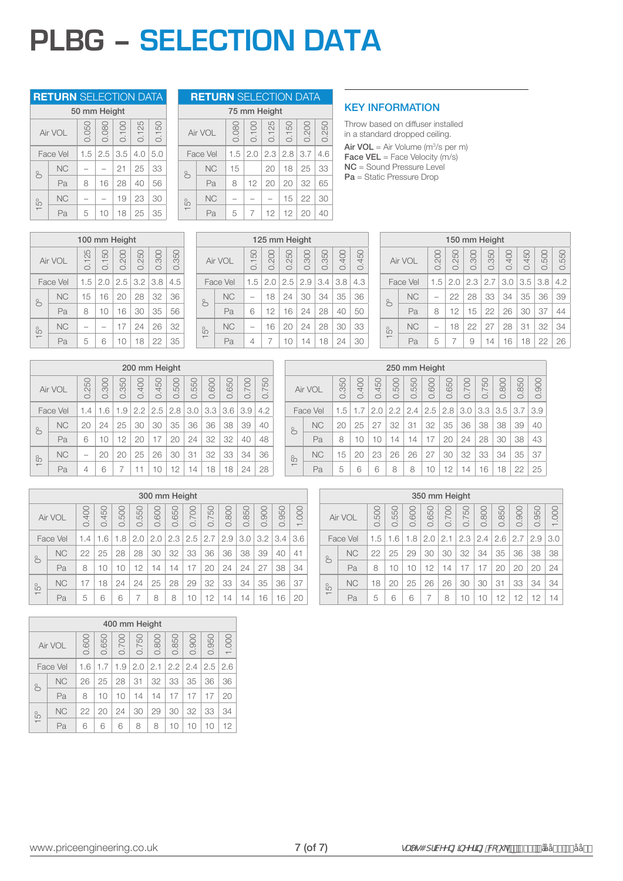# PLBG – SELECTION DATA

## RETURN SELECTION DATA

| 50 mm Height | | | | | | |
|---|---|---|---|---|---|---|
| Air VOL | | 0.050 | 0.080 | 0.100 | 0.125 | 0.150 |
| Face Vel | | 1.5 | 2.5 | 3.5 | 4.0 | 5.0 |
| 0° | NC | – | – | 21 | 25 | 33 |
| | Pa | 8 | 16 | 28 | 40 | 56 |
| 15° | NC | – | – | 19 | 23 | 30 |
| | Pa | 5 | 10 | 18 | 25 | 35 |

## RETURN SELECTION DATA

| 75 mm Height | | | | | | | |
|---|---|---|---|---|---|---|---|
| Air VOL | | 0.080 | 0.100 | 0.125 | 0.150 | 0.200 | 0.250 |
| Face Vel | | 1.5 | 2.0 | 2.3 | 2.8 | 3.7 | 4.6 |
| 0° | NC | 15 | | 20 | 18 | 25 | 33 |
| | Pa | 8 | 12 | 20 | 20 | 32 | 65 |
| 15° | NC | – | – | – | 15 | 22 | 30 |
| | Pa | 5 | 7 | 12 | 12 | 20 | 40 |

## KEY INFORMATION

Throw based on diffuser installed in a standard dropped ceiling.

**Air VOL** = Air Volume ($m^3$/s per m)
**Face VEL** = Face Velocity (m/s)
**NC** = Sound Pressure Level
**Pa** = Static Pressure Drop

| 100 mm Height | | | | | | | |
|---|---|---|---|---|---|---|---|
| Air VOL | | 0.125 | 0.150 | 0.200 | 0.250 | 0.300 | 0.350 |
| Face Vel | | 1.5 | 2.0 | 2.5 | 3.2 | 3.8 | 4.5 |
| 0° | NC | 15 | 16 | 20 | 28 | 32 | 36 |
| | Pa | 8 | 10 | 16 | 30 | 35 | 56 |
| 15° | NC | – | – | 17 | 24 | 26 | 32 |
| | Pa | 5 | 6 | 10 | 18 | 22 | 35 |

| 125 mm Height | | | | | | | | |
|---|---|---|---|---|---|---|---|---|
| Air VOL | | 0.150 | 0.200 | 0.250 | 0.300 | 0.350 | 0.400 | 0.450 |
| Face Vel | | 1.5 | 2.0 | 2.5 | 2.9 | 3.4 | 3.8 | 4.3 |
| 0° | NC | – | 18 | 24 | 30 | 34 | 35 | 36 |
| | Pa | 6 | 12 | 16 | 24 | 28 | 40 | 50 |
| 15° | NC | – | 16 | 20 | 24 | 28 | 30 | 33 |
| | Pa | 4 | 7 | 10 | 14 | 18 | 24 | 30 |

| 150 mm Height | | | | | | | | | |
|---|---|---|---|---|---|---|---|---|---|
| Air VOL | | 0.200 | 0.250 | 0.300 | 0.350 | 0.400 | 0.450 | 0.500 | 0.550 |
| Face Vel | | 1.5 | 2.0 | 2.3 | 2.7 | 3.0 | 3.5 | 3.8 | 4.2 |
| 0° | NC | – | 22 | 28 | 33 | 34 | 35 | 36 | 39 |
| | Pa | 8 | 12 | 15 | 22 | 26 | 30 | 37 | 44 |
| 15° | NC | – | 18 | 22 | 27 | 28 | 31 | 32 | 34 |
| | Pa | 5 | 7 | 9 | 14 | 16 | 18 | 22 | 26 |

| 200 mm Height | | | | | | | | | | | |
|---|---|---|---|---|---|---|---|---|---|---|---|
| Air VOL | | 0.250 | 0.300 | 0.350 | 0.400 | 0.450 | 0.500 | 0.550 | 0.600 | 0.650 | 0.700 | 0.750 |
| Face Vel | | 1.4 | 1.6 | 1.9 | 2.2 | 2.5 | 2.8 | 3.0 | 3.3 | 3.6 | 3.9 | 4.2 |
| 0° | NC | 20 | 24 | 25 | 30 | 30 | 35 | 36 | 36 | 38 | 39 | 40 |
| | Pa | 6 | 10 | 12 | 20 | 17 | 20 | 24 | 32 | 32 | 40 | 48 |
| 15° | NC | – | 20 | 20 | 25 | 26 | 30 | 31 | 32 | 33 | 34 | 36 |
| | Pa | 4 | 6 | 7 | 11 | 10 | 12 | 14 | 18 | 18 | 24 | 28 |

| 250 mm Height | | | | | | | | | | | | |
|---|---|---|---|---|---|---|---|---|---|---|---|---|
| Air VOL | | 0.350 | 0.400 | 0.450 | 0.500 | 0.550 | 0.600 | 0.650 | 0.700 | 0.750 | 0.800 | 0.850 | 0.900 |
| Face Vel | | 1.5 | 1.7 | 2.0 | 2.2 | 2.4 | 2.5 | 2.8 | 3.0 | 3.3 | 3.5 | 3.7 | 3.9 |
| 0° | NC | 20 | 25 | 27 | 32 | 31 | 32 | 35 | 36 | 38 | 38 | 39 | 40 |
| | Pa | 8 | 10 | 10 | 14 | 14 | 17 | 20 | 24 | 28 | 30 | 38 | 43 |
| 15° | NC | 15 | 20 | 23 | 26 | 26 | 27 | 30 | 32 | 33 | 34 | 35 | 37 |
| | Pa | 5 | 6 | 6 | 8 | 8 | 10 | 12 | 14 | 16 | 18 | 22 | 25 |

| 300 mm Height | | | | | | | | | | | | | |
|---|---|---|---|---|---|---|---|---|---|---|---|---|---|
| Air VOL | | 0.400 | 0.450 | 0.500 | 0.550 | 0.600 | 0.650 | 0.700 | 0.750 | 0.800 | 0.850 | 0.900 | 0.950 | 1.000 |
| Face Vel | | 1.4 | 1.6 | 1.8 | 2.0 | 2.0 | 2.3 | 2.5 | 2.7 | 2.9 | 3.0 | 3.2 | 3.4 | 3.6 |
| 0° | NC | 22 | 25 | 28 | 28 | 30 | 32 | 33 | 36 | 36 | 38 | 39 | 40 | 41 |
| | Pa | 8 | 10 | 10 | 12 | 14 | 14 | 17 | 20 | 24 | 24 | 27 | 38 | 34 |
| 15° | NC | 17 | 18 | 24 | 24 | 25 | 28 | 29 | 32 | 33 | 34 | 35 | 36 | 37 |
| | Pa | 5 | 6 | 6 | 7 | 8 | 8 | 10 | 12 | 14 | 14 | 16 | 16 | 20 |

| 350 mm Height | | | | | | | | | | | | |
|---|---|---|---|---|---|---|---|---|---|---|---|---|
| Air VOL | | 0.500 | 0.550 | 0.600 | 0.650 | 0.700 | 0.750 | 0.800 | 0.850 | 0.900 | 0.950 | 1.000 |
| Face Vel | | 1.5 | 1.6 | 1.8 | 2.0 | 2.1 | 2.3 | 2.4 | 2.6 | 2.7 | 2.9 | 3.0 |
| 0° | NC | 22 | 25 | 29 | 30 | 30 | 32 | 34 | 35 | 36 | 38 | 38 |
| | Pa | 8 | 10 | 10 | 12 | 14 | 17 | 17 | 20 | 20 | 20 | 24 |
| 15° | NC | 18 | 20 | 25 | 26 | 26 | 30 | 30 | 31 | 33 | 34 | 34 |
| | Pa | 5 | 6 | 6 | 7 | 8 | 10 | 10 | 12 | 12 | 12 | 14 |

| 400 mm Height | | | | | | | | | | |
|---|---|---|---|---|---|---|---|---|---|---|
| Air VOL | | 0.600 | 0.650 | 0.700 | 0.750 | 0.800 | 0.850 | 0.900 | 0.950 | 1.000 |
| Face Vel | | 1.6 | 1.7 | 1.9 | 2.0 | 2.1 | 2.2 | 2.4 | 2.5 | 2.6 |
| 0° | NC | 26 | 25 | 28 | 31 | 32 | 33 | 35 | 36 | 36 |
| | Pa | 8 | 10 | 10 | 14 | 14 | 17 | 17 | 17 | 20 |
| 15° | NC | 22 | 20 | 24 | 30 | 29 | 30 | 32 | 33 | 34 |
| | Pa | 6 | 6 | 6 | 8 | 8 | 10 | 10 | 10 | 12 |

www.priceengineering.co.uk